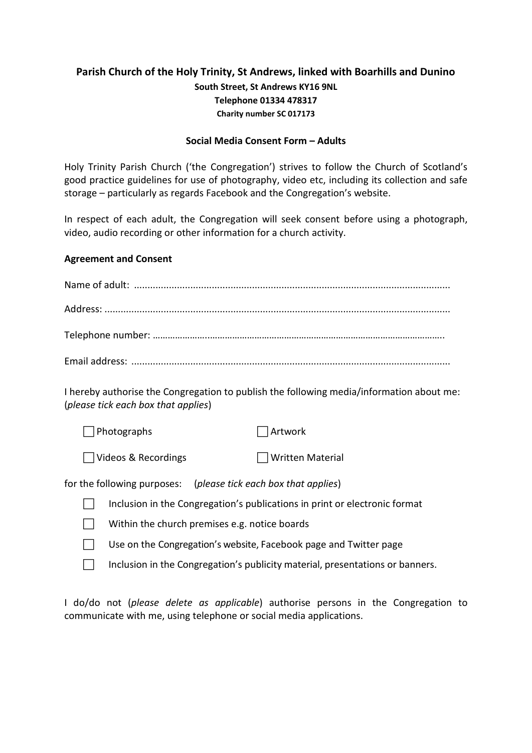**Parish Church of the Holy Trinity, St Andrews, linked with Boarhills and Dunino**

**South Street, St Andrews KY16 9NL**

**Telephone 01334 478317**

**Charity number SC 017173**

**Social Media Consent Form – Adults**

Holy Trinity Parish Church ('the Congregation') strives to follow the Church of Scotland's good practice guidelines for use of photography, video etc, including its collection and safe storage – particularly as regards Facebook and the Congregation's website.

In respect of each adult, the Congregation will seek consent before using a photograph, video, audio recording or other information for a church activity.

**Agreement and Consent**

Name of adult: ........................................................................................................................

Address: ..................................................................................................................................

Telephone number: ………………..…………………………………………………………………………………..

Email address: .........................................................................................................................

I hereby authorise the Congregation to publish the following media/information about me: (*please tick each box that applies*)

☐ Photographs ☐ Artwork

☐ Videos & Recordings ☐ Written Material

for the following purposes: (*please tick each box that applies*)

☐ Inclusion in the Congregation's publications in print or electronic format

☐ Within the church premises e.g. notice boards

☐ Use on the Congregation's website, Facebook page and Twitter page

☐ Inclusion in the Congregation's publicity material, presentations or banners.

I do/do not (*please delete as applicable*) authorise persons in the Congregation to communicate with me, using telephone or social media applications.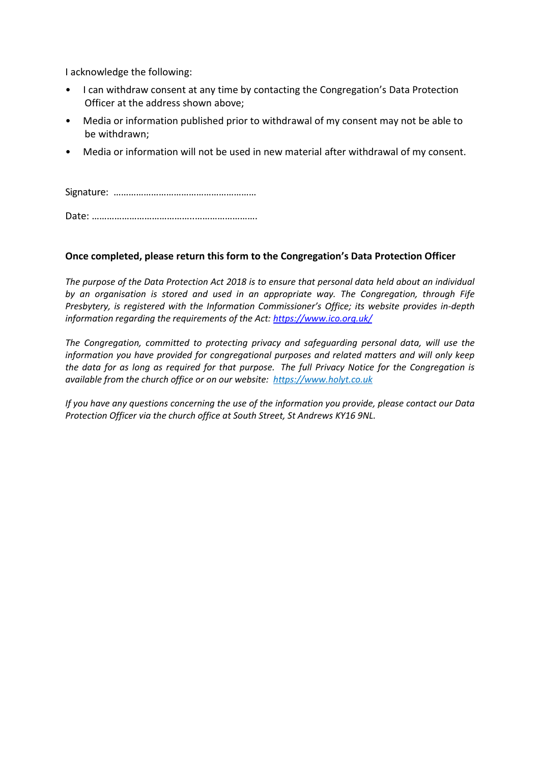I acknowledge the following:

- I can withdraw consent at any time by contacting the Congregation's Data Protection Officer at the address shown above;
- Media or information published prior to withdrawal of my consent may not be able to be withdrawn;
- Media or information will not be used in new material after withdrawal of my consent.

Signature: ………………………………………………

Date: ……………………………………..…………………….

**Once completed, please return this form to the Congregation's Data Protection Officer**

*The purpose of the Data Protection Act 2018 is to ensure that personal data held about an individual by an organisation is stored and used in an appropriate way. The Congregation, through Fife Presbytery, is registered with the Information Commissioner's Office; its website provides in-depth information regarding the requirements of the Act: [https://www.ico.org.uk/](https://www.ico.org.uk/)*

*The Congregation, committed to protecting privacy and safeguarding personal data, will use the information you have provided for congregational purposes and related matters and will only keep the data for as long as required for that purpose. The full Privacy Notice for the Congregation is available from the church office or on our website: [https://www.holyt.co.uk](https://www.holyt.co.uk)*

*If you have any questions concerning the use of the information you provide, please contact our Data Protection Officer via the church office at South Street, St Andrews KY16 9NL.*